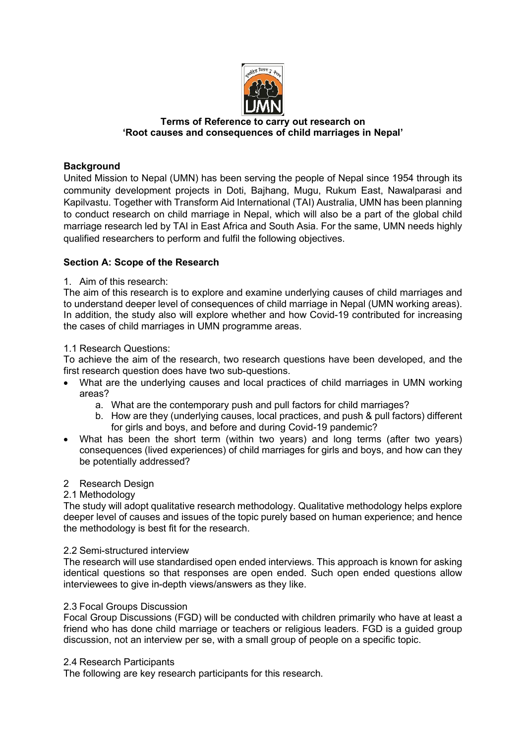**Terms of Reference to carry out research on 'Root causes and consequences of child marriages in Nepal'**

## Background

United Mission to Nepal (UMN) has been serving the people of Nepal since 1954 through its community development projects in Doti, Bajhang, Mugu, Rukum East, Nawalparasi and Kapilvastu. Together with Transform Aid International (TAI) Australia, UMN has been planning to conduct research on child marriage in Nepal, which will also be a part of the global child marriage research led by TAI in East Africa and South Asia. For the same, UMN needs highly qualified researchers to perform and fulfil the following objectives.

## Section A: Scope of the Research

1. Aim of this research:

The aim of this research is to explore and examine underlying causes of child marriages and to understand deeper level of consequences of child marriage in Nepal (UMN working areas). In addition, the study also will explore whether and how Covid-19 contributed for increasing the cases of child marriages in UMN programme areas.

1.1 Research Questions:

To achieve the aim of the research, two research questions have been developed, and the first research question does have two sub-questions.

- What are the underlying causes and local practices of child marriages in UMN working areas?
    a. What are the contemporary push and pull factors for child marriages?
    b. How are they (underlying causes, local practices, and push & pull factors) different for girls and boys, and before and during Covid-19 pandemic?
- What has been the short term (within two years) and long terms (after two years) consequences (lived experiences) of child marriages for girls and boys, and how can they be potentially addressed?

2 Research Design

2.1 Methodology

The study will adopt qualitative research methodology. Qualitative methodology helps explore deeper level of causes and issues of the topic purely based on human experience; and hence the methodology is best fit for the research.

2.2 Semi-structured interview

The research will use standardised open ended interviews. This approach is known for asking identical questions so that responses are open ended. Such open ended questions allow interviewees to give in-depth views/answers as they like.

2.3 Focal Groups Discussion

Focal Group Discussions (FGD) will be conducted with children primarily who have at least a friend who has done child marriage or teachers or religious leaders. FGD is a guided group discussion, not an interview per se, with a small group of people on a specific topic.

2.4 Research Participants

The following are key research participants for this research.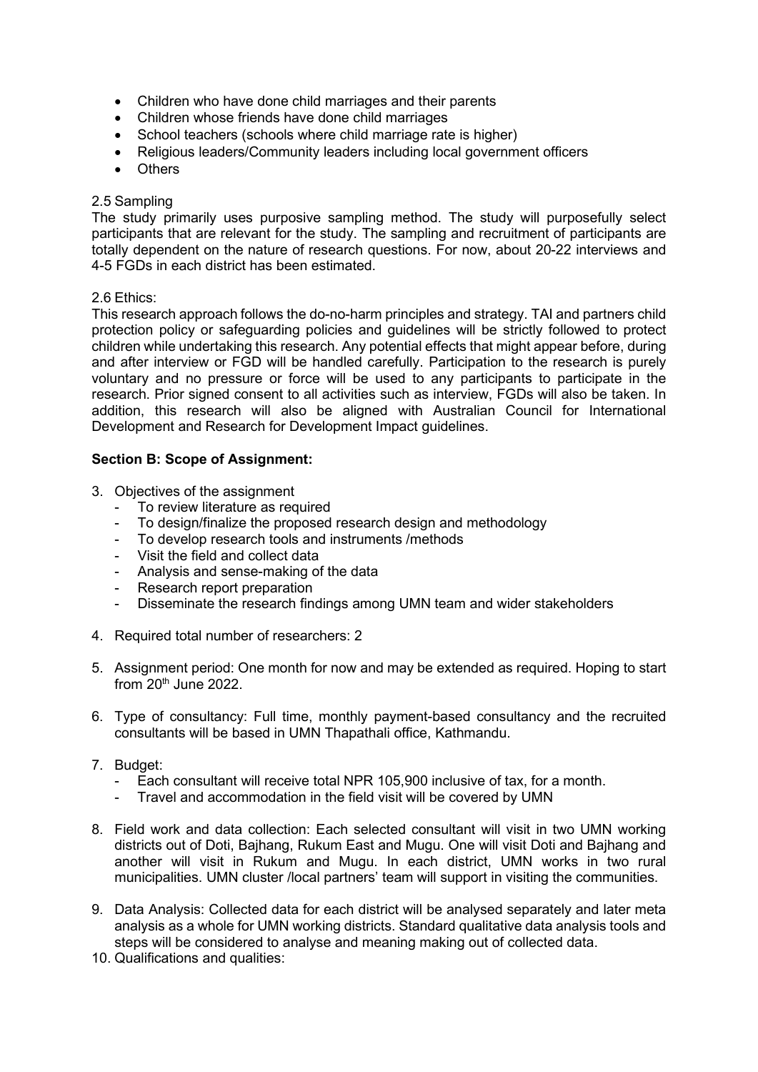- Children who have done child marriages and their parents
- Children whose friends have done child marriages
- School teachers (schools where child marriage rate is higher)
- Religious leaders/Community leaders including local government officers
- Others

2.5 Sampling

The study primarily uses purposive sampling method. The study will purposefully select participants that are relevant for the study. The sampling and recruitment of participants are totally dependent on the nature of research questions. For now, about 20-22 interviews and 4-5 FGDs in each district has been estimated.

2.6 Ethics:

This research approach follows the do-no-harm principles and strategy. TAI and partners child protection policy or safeguarding policies and guidelines will be strictly followed to protect children while undertaking this research. Any potential effects that might appear before, during and after interview or FGD will be handled carefully. Participation to the research is purely voluntary and no pressure or force will be used to any participants to participate in the research. Prior signed consent to all activities such as interview, FGDs will also be taken. In addition, this research will also be aligned with Australian Council for International Development and Research for Development Impact guidelines.

**Section B: Scope of Assignment:**

3. Objectives of the assignment
   - To review literature as required
   - To design/finalize the proposed research design and methodology
   - To develop research tools and instruments /methods
   - Visit the field and collect data
   - Analysis and sense-making of the data
   - Research report preparation
   - Disseminate the research findings among UMN team and wider stakeholders

4. Required total number of researchers: 2

5. Assignment period: One month for now and may be extended as required. Hoping to start from 20th June 2022.

6. Type of consultancy: Full time, monthly payment-based consultancy and the recruited consultants will be based in UMN Thapathali office, Kathmandu.

7. Budget:
   - Each consultant will receive total NPR 105,900 inclusive of tax, for a month.
   - Travel and accommodation in the field visit will be covered by UMN

8. Field work and data collection: Each selected consultant will visit in two UMN working districts out of Doti, Bajhang, Rukum East and Mugu. One will visit Doti and Bajhang and another will visit in Rukum and Mugu. In each district, UMN works in two rural municipalities. UMN cluster /local partners' team will support in visiting the communities.

9. Data Analysis: Collected data for each district will be analysed separately and later meta analysis as a whole for UMN working districts. Standard qualitative data analysis tools and steps will be considered to analyse and meaning making out of collected data.

10. Qualifications and qualities: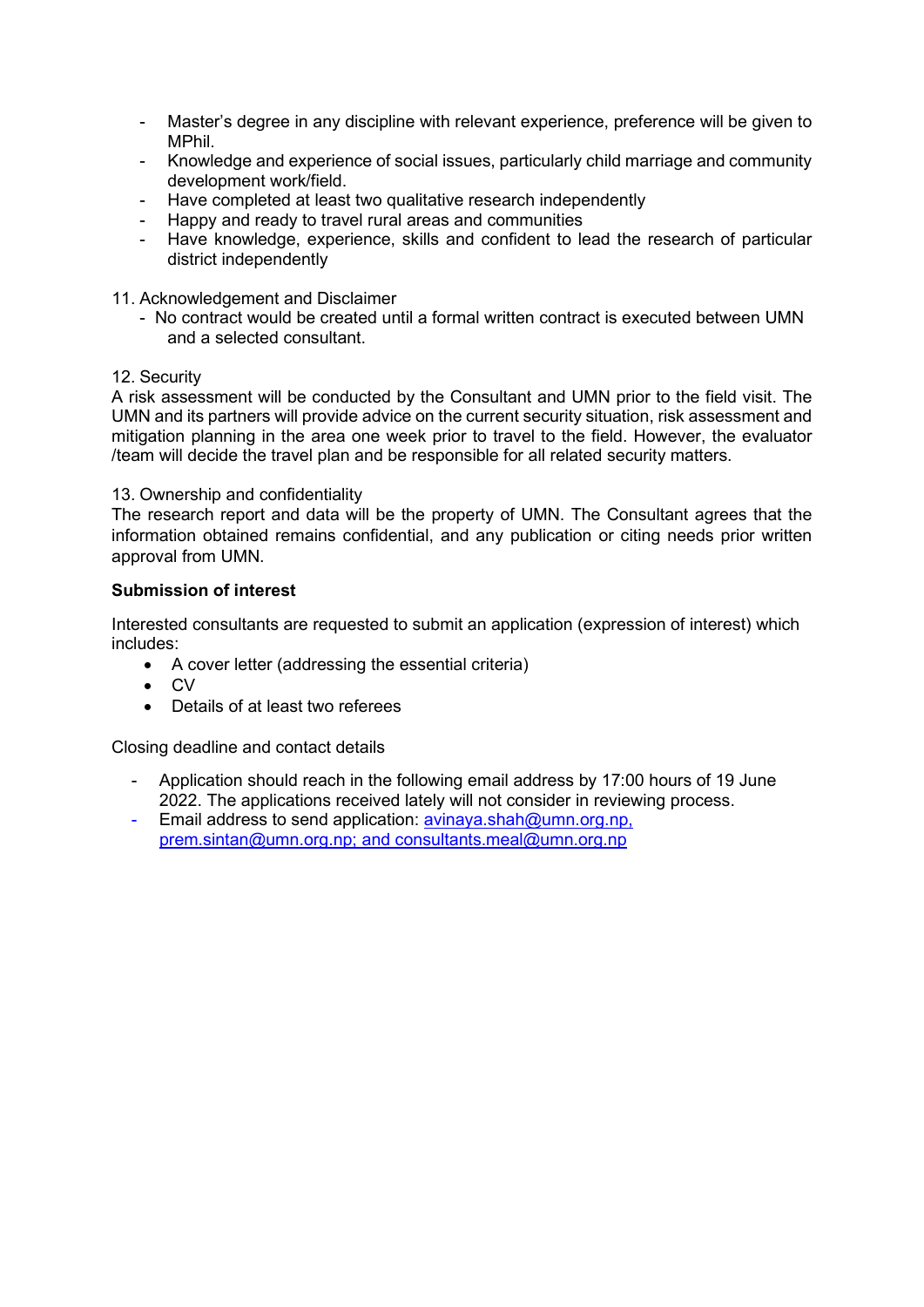- Master's degree in any discipline with relevant experience, preference will be given to MPhil.
- Knowledge and experience of social issues, particularly child marriage and community development work/field.
- Have completed at least two qualitative research independently
- Happy and ready to travel rural areas and communities
- Have knowledge, experience, skills and confident to lead the research of particular district independently

11. Acknowledgement and Disclaimer

- No contract would be created until a formal written contract is executed between UMN and a selected consultant.

12. Security

A risk assessment will be conducted by the Consultant and UMN prior to the field visit. The UMN and its partners will provide advice on the current security situation, risk assessment and mitigation planning in the area one week prior to travel to the field. However, the evaluator /team will decide the travel plan and be responsible for all related security matters.

13. Ownership and confidentiality

The research report and data will be the property of UMN. The Consultant agrees that the information obtained remains confidential, and any publication or citing needs prior written approval from UMN.

**Submission of interest**

Interested consultants are requested to submit an application (expression of interest) which includes:

- A cover letter (addressing the essential criteria)
- CV
- Details of at least two referees

Closing deadline and contact details

- Application should reach in the following email address by 17:00 hours of 19 June 2022. The applications received lately will not consider in reviewing process.
- Email address to send application: avinaya.shah@umn.org.np, prem.sintan@umn.org.np; and consultants.meal@umn.org.np